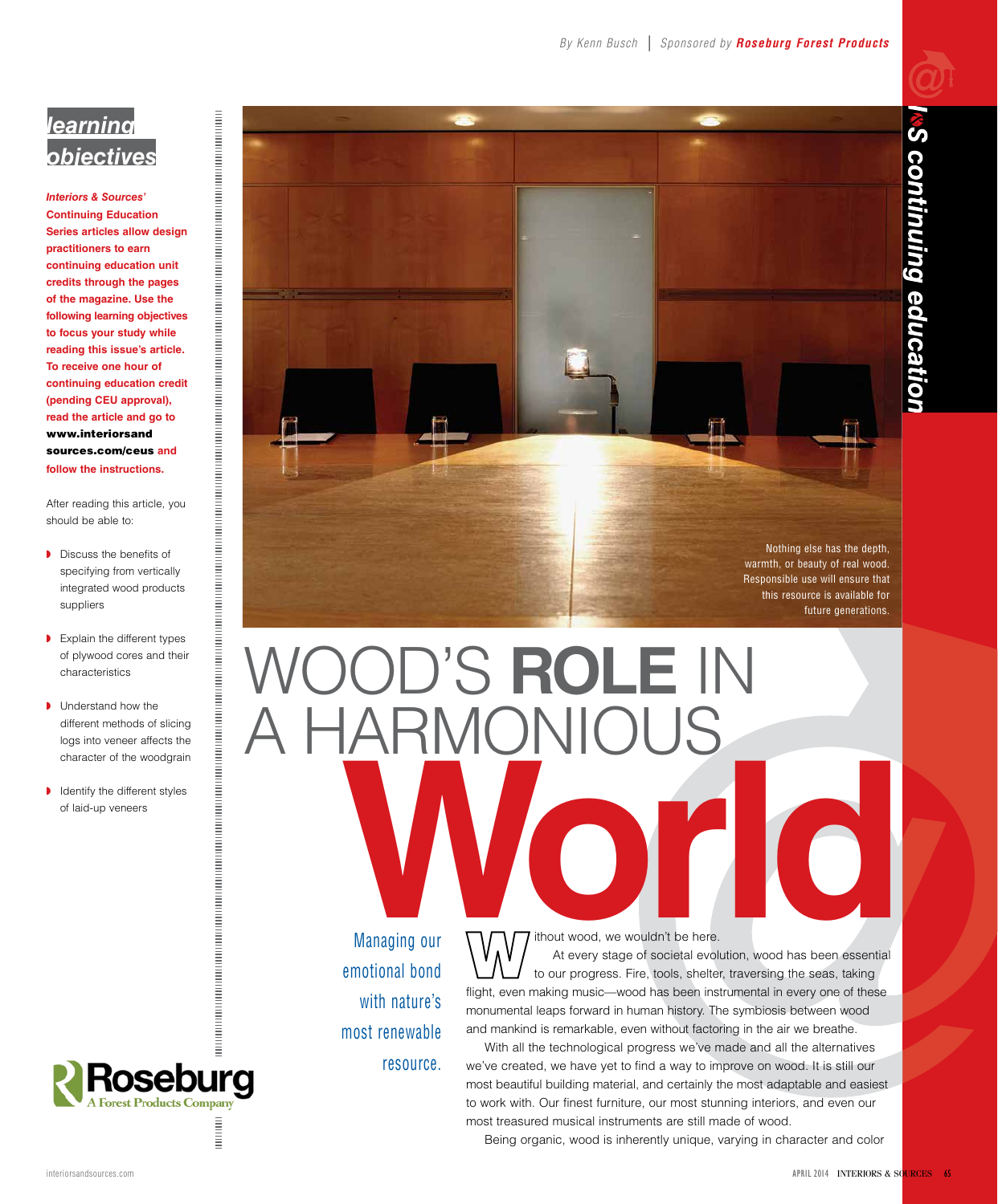By Kenn Busch | Sponsored by **Roseburg Forest Products**

I&S continuing education

# WOOD'S **ROLE** IN A HARMONIOUS **World**

Managing our emotional bond with nature's most renewable resource.

## learning objectives

***Interiors & Sources'*** **Continuing Education Series articles allow design practitioners to earn continuing education unit credits through the pages of the magazine. Use the following learning objectives to focus your study while reading this issue's article. To receive one hour of continuing education credit (pending CEU approval), read the article and go to www.interiorsandsources.com/ceus and follow the instructions.**

After reading this article, you should be able to:

- Discuss the benefits of specifying from vertically integrated wood products suppliers
- Explain the different types of plywood cores and their characteristics
- Understand how the different methods of slicing logs into veneer affects the character of the woodgrain
- Identify the different styles of laid-up veneers

Roseburg A Forest Products Company

Nothing else has the depth, warmth, or beauty of real wood. Responsible use will ensure that this resource is available for future generations.

Without wood, we wouldn't be here.

At every stage of societal evolution, wood has been essential to our progress. Fire, tools, shelter, traversing the seas, taking flight, even making music—wood has been instrumental in every one of these monumental leaps forward in human history. The symbiosis between wood and mankind is remarkable, even without factoring in the air we breathe.

With all the technological progress we've made and all the alternatives we've created, we have yet to find a way to improve on wood. It is still our most beautiful building material, and certainly the most adaptable and easiest to work with. Our finest furniture, our most stunning interiors, and even our most treasured musical instruments are still made of wood.

Being organic, wood is inherently unique, varying in character and color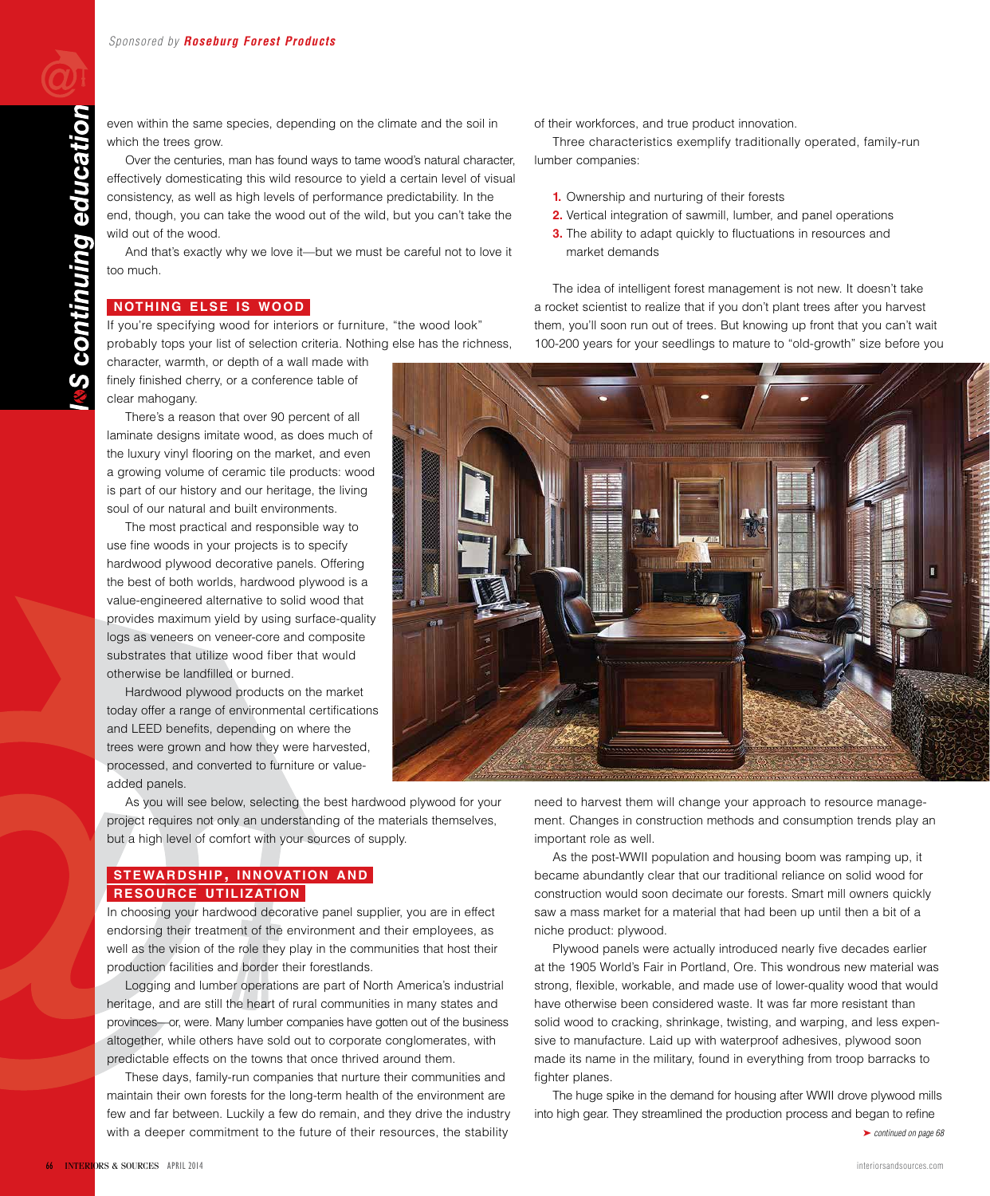even within the same species, depending on the climate and the soil in which the trees grow.

Over the centuries, man has found ways to tame wood's natural character, effectively domesticating this wild resource to yield a certain level of visual consistency, as well as high levels of performance predictability. In the end, though, you can take the wood out of the wild, but you can't take the wild out of the wood.

And that's exactly why we love it—but we must be careful not to love it too much.

## NOTHING ELSE IS WOOD

If you're specifying wood for interiors or furniture, "the wood look" probably tops your list of selection criteria. Nothing else has the richness, character, warmth, or depth of a wall made with finely finished cherry, or a conference table of clear mahogany.

There's a reason that over 90 percent of all laminate designs imitate wood, as does much of the luxury vinyl flooring on the market, and even a growing volume of ceramic tile products: wood is part of our history and our heritage, the living soul of our natural and built environments.

The most practical and responsible way to use fine woods in your projects is to specify hardwood plywood decorative panels. Offering the best of both worlds, hardwood plywood is a value-engineered alternative to solid wood that provides maximum yield by using surface-quality logs as veneers on veneer-core and composite substrates that utilize wood fiber that would otherwise be landfilled or burned.

Hardwood plywood products on the market today offer a range of environmental certifications and LEED benefits, depending on where the trees were grown and how they were harvested, processed, and converted to furniture or value-added panels.

As you will see below, selecting the best hardwood plywood for your project requires not only an understanding of the materials themselves, but a high level of comfort with your sources of supply.

## STEWARDSHIP, INNOVATION AND RESOURCE UTILIZATION

In choosing your hardwood decorative panel supplier, you are in effect endorsing their treatment of the environment and their employees, as well as the vision of the role they play in the communities that host their production facilities and border their forestlands.

Logging and lumber operations are part of North America's industrial heritage, and are still the heart of rural communities in many states and provinces—or, were. Many lumber companies have gotten out of the business altogether, while others have sold out to corporate conglomerates, with predictable effects on the towns that once thrived around them.

These days, family-run companies that nurture their communities and maintain their own forests for the long-term health of the environment are few and far between. Luckily a few do remain, and they drive the industry with a deeper commitment to the future of their resources, the stability of their workforces, and true product innovation.

Three characteristics exemplify traditionally operated, family-run lumber companies:

1. Ownership and nurturing of their forests
2. Vertical integration of sawmill, lumber, and panel operations
3. The ability to adapt quickly to fluctuations in resources and market demands

The idea of intelligent forest management is not new. It doesn't take a rocket scientist to realize that if you don't plant trees after you harvest them, you'll soon run out of trees. But knowing up front that you can't wait 100-200 years for your seedlings to mature to "old-growth" size before you need to harvest them will change your approach to resource management. Changes in construction methods and consumption trends play an important role as well.

As the post-WWII population and housing boom was ramping up, it became abundantly clear that our traditional reliance on solid wood for construction would soon decimate our forests. Smart mill owners quickly saw a mass market for a material that had been up until then a bit of a niche product: plywood.

Plywood panels were actually introduced nearly five decades earlier at the 1905 World's Fair in Portland, Ore. This wondrous new material was strong, flexible, workable, and made use of lower-quality wood that would have otherwise been considered waste. It was far more resistant than solid wood to cracking, shrinkage, twisting, and warping, and less expensive to manufacture. Laid up with waterproof adhesives, plywood soon made its name in the military, found in everything from troop barracks to fighter planes.

The huge spike in the demand for housing after WWII drove plywood mills into high gear. They streamlined the production process and began to refine

*continued on page 68*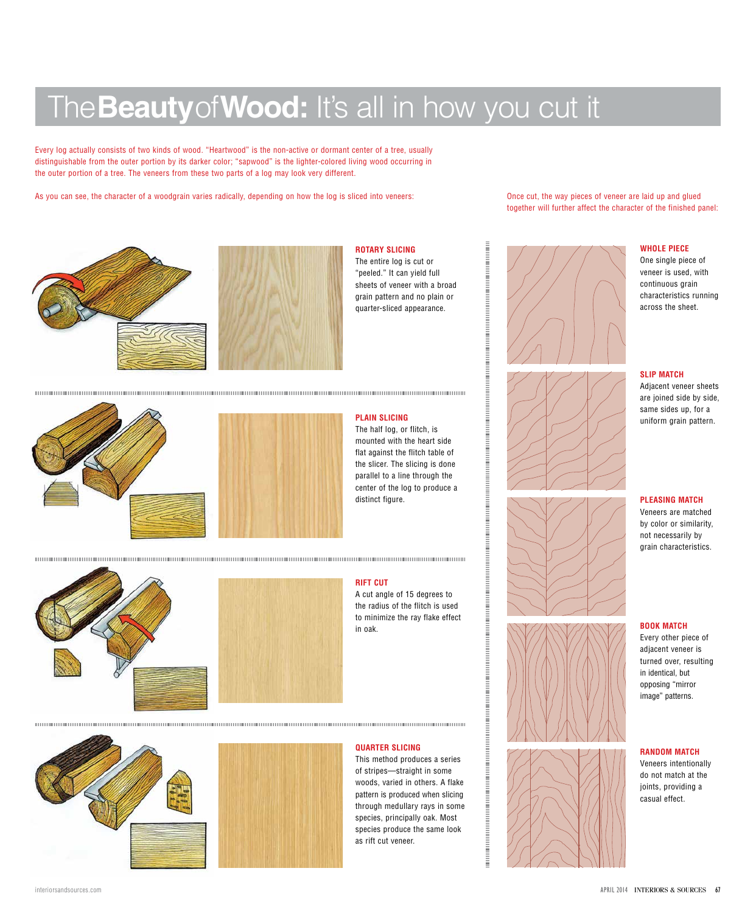# The **Beauty** of **Wood:** It's all in how you cut it

Every log actually consists of two kinds of wood. "Heartwood" is the non-active or dormant center of a tree, usually distinguishable from the outer portion by its darker color; "sapwood" is the lighter-colored living wood occurring in the outer portion of a tree. The veneers from these two parts of a log may look very different.

As you can see, the character of a woodgrain varies radically, depending on how the log is sliced into veneers:

### ROTARY SLICING

The entire log is cut or "peeled." It can yield full sheets of veneer with a broad grain pattern and no plain or quarter-sliced appearance.

### PLAIN SLICING

The half log, or flitch, is mounted with the heart side flat against the flitch table of the slicer. The slicing is done parallel to a line through the center of the log to produce a distinct figure.

### RIFT CUT

A cut angle of 15 degrees to the radius of the flitch is used to minimize the ray flake effect in oak.

### QUARTER SLICING

This method produces a series of stripes—straight in some woods, varied in others. A flake pattern is produced when slicing through medullary rays in some species, principally oak. Most species produce the same look as rift cut veneer.

Once cut, the way pieces of veneer are laid up and glued together will further affect the character of the finished panel:

### WHOLE PIECE

One single piece of veneer is used, with continuous grain characteristics running across the sheet.

### SLIP MATCH

Adjacent veneer sheets are joined side by side, same sides up, for a uniform grain pattern.

### PLEASING MATCH

Veneers are matched by color or similarity, not necessarily by grain characteristics.

### BOOK MATCH

Every other piece of adjacent veneer is turned over, resulting in identical, but opposing "mirror image" patterns.

### RANDOM MATCH

Veneers intentionally do not match at the joints, providing a casual effect.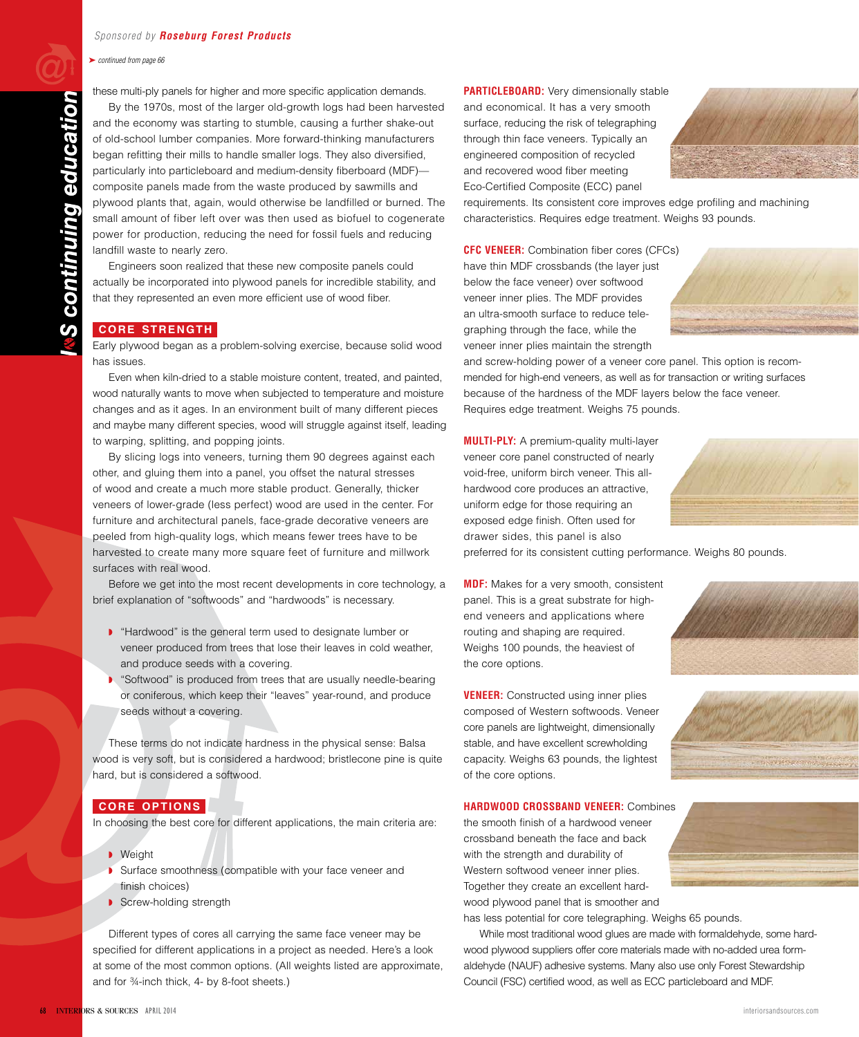*Sponsored by* ***Roseburg Forest Products***

*➤ continued from page 66*

these multi-ply panels for higher and more specific application demands.

By the 1970s, most of the larger old-growth logs had been harvested and the economy was starting to stumble, causing a further shake-out of old-school lumber companies. More forward-thinking manufacturers began refitting their mills to handle smaller logs. They also diversified, particularly into particleboard and medium-density fiberboard (MDF)—composite panels made from the waste produced by sawmills and plywood plants that, again, would otherwise be landfilled or burned. The small amount of fiber left over was then used as biofuel to cogenerate power for production, reducing the need for fossil fuels and reducing landfill waste to nearly zero.

Engineers soon realized that these new composite panels could actually be incorporated into plywood panels for incredible stability, and that they represented an even more efficient use of wood fiber.

## CORE STRENGTH

Early plywood began as a problem-solving exercise, because solid wood has issues.

Even when kiln-dried to a stable moisture content, treated, and painted, wood naturally wants to move when subjected to temperature and moisture changes and as it ages. In an environment built of many different pieces and maybe many different species, wood will struggle against itself, leading to warping, splitting, and popping joints.

By slicing logs into veneers, turning them 90 degrees against each other, and gluing them into a panel, you offset the natural stresses of wood and create a much more stable product. Generally, thicker veneers of lower-grade (less perfect) wood are used in the center. For furniture and architectural panels, face-grade decorative veneers are peeled from high-quality logs, which means fewer trees have to be harvested to create many more square feet of furniture and millwork surfaces with real wood.

Before we get into the most recent developments in core technology, a brief explanation of "softwoods" and "hardwoods" is necessary.

- "Hardwood" is the general term used to designate lumber or veneer produced from trees that lose their leaves in cold weather, and produce seeds with a covering.
- "Softwood" is produced from trees that are usually needle-bearing or coniferous, which keep their "leaves" year-round, and produce seeds without a covering.

These terms do not indicate hardness in the physical sense: Balsa wood is very soft, but is considered a hardwood; bristlecone pine is quite hard, but is considered a softwood.

## CORE OPTIONS

In choosing the best core for different applications, the main criteria are:

- Weight
- Surface smoothness (compatible with your face veneer and finish choices)
- Screw-holding strength

Different types of cores all carrying the same face veneer may be specified for different applications in a project as needed. Here's a look at some of the most common options. (All weights listed are approximate, and for ¾-inch thick, 4- by 8-foot sheets.)

**PARTICLEBOARD:** Very dimensionally stable and economical. It has a very smooth surface, reducing the risk of telegraphing through thin face veneers. Typically an engineered composition of recycled and recovered wood fiber meeting Eco-Certified Composite (ECC) panel requirements. Its consistent core improves edge profiling and machining characteristics. Requires edge treatment. Weighs 93 pounds.

**CFC VENEER:** Combination fiber cores (CFCs) have thin MDF crossbands (the layer just below the face veneer) over softwood veneer inner plies. The MDF provides an ultra-smooth surface to reduce telegraphing through the face, while the veneer inner plies maintain the strength and screw-holding power of a veneer core panel. This option is recommended for high-end veneers, as well as for transaction or writing surfaces because of the hardness of the MDF layers below the face veneer. Requires edge treatment. Weighs 75 pounds.

**MULTI-PLY:** A premium-quality multi-layer veneer core panel constructed of nearly void-free, uniform birch veneer. This all-hardwood core produces an attractive, uniform edge for those requiring an exposed edge finish. Often used for drawer sides, this panel is also preferred for its consistent cutting performance. Weighs 80 pounds.

**MDF:** Makes for a very smooth, consistent panel. This is a great substrate for high-end veneers and applications where routing and shaping are required. Weighs 100 pounds, the heaviest of the core options.

**VENEER:** Constructed using inner plies composed of Western softwoods. Veneer core panels are lightweight, dimensionally stable, and have excellent screwholding capacity. Weighs 63 pounds, the lightest of the core options.

**HARDWOOD CROSSBAND VENEER:** Combines the smooth finish of a hardwood veneer crossband beneath the face and back with the strength and durability of Western softwood veneer inner plies. Together they create an excellent hardwood plywood panel that is smoother and has less potential for core telegraphing. Weighs 65 pounds.

While most traditional wood glues are made with formaldehyde, some hardwood plywood suppliers offer core materials made with no-added urea formaldehyde (NAUF) adhesive systems. Many also use only Forest Stewardship Council (FSC) certified wood, as well as ECC particleboard and MDF.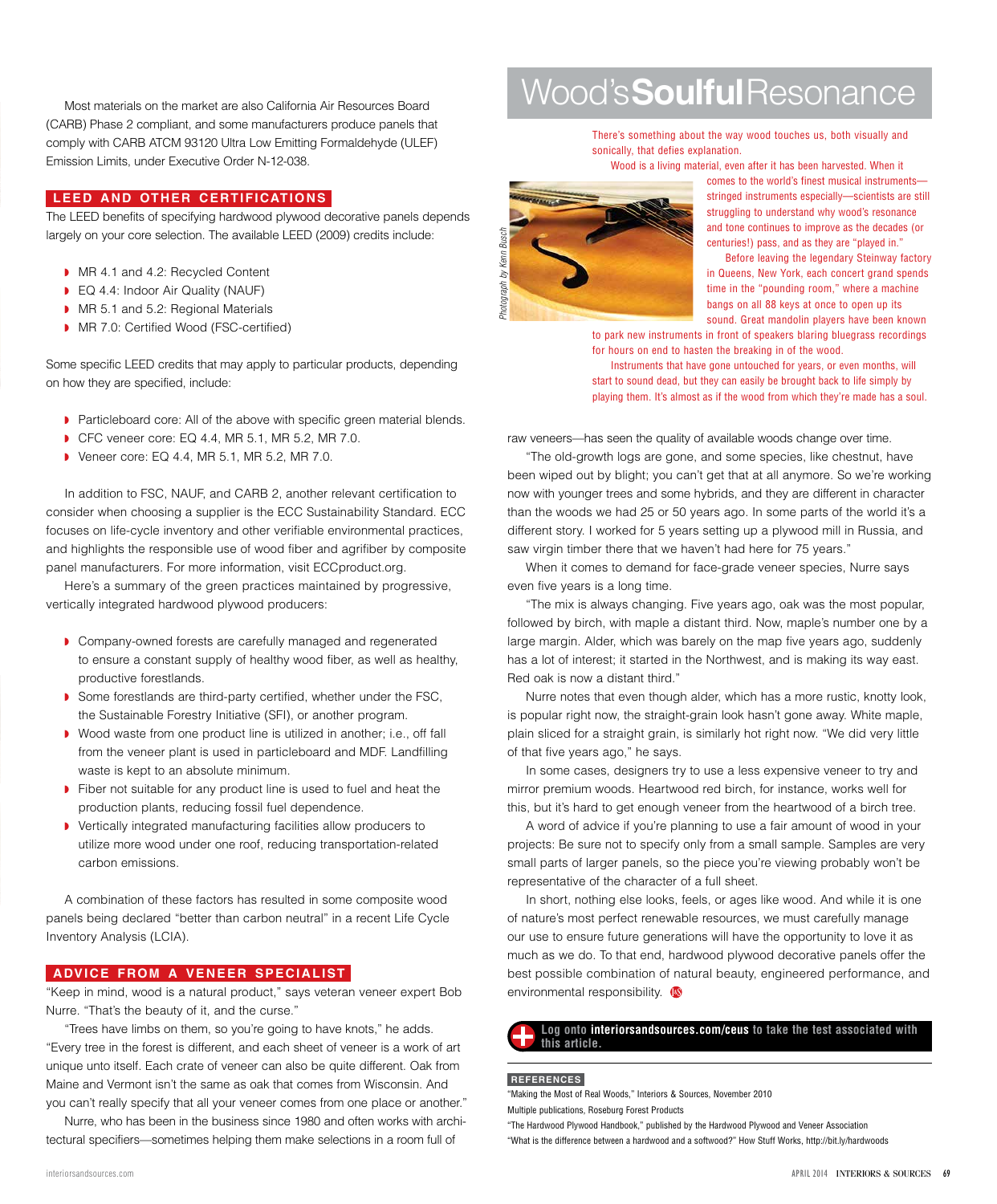Most materials on the market are also California Air Resources Board (CARB) Phase 2 compliant, and some manufacturers produce panels that comply with CARB ATCM 93120 Ultra Low Emitting Formaldehyde (ULEF) Emission Limits, under Executive Order N-12-038.

## LEED AND OTHER CERTIFICATIONS

The LEED benefits of specifying hardwood plywood decorative panels depends largely on your core selection. The available LEED (2009) credits include:

- MR 4.1 and 4.2: Recycled Content
- EQ 4.4: Indoor Air Quality (NAUF)
- MR 5.1 and 5.2: Regional Materials
- MR 7.0: Certified Wood (FSC-certified)

Some specific LEED credits that may apply to particular products, depending on how they are specified, include:

- Particleboard core: All of the above with specific green material blends.
- CFC veneer core: EQ 4.4, MR 5.1, MR 5.2, MR 7.0.
- Veneer core: EQ 4.4, MR 5.1, MR 5.2, MR 7.0.

In addition to FSC, NAUF, and CARB 2, another relevant certification to consider when choosing a supplier is the ECC Sustainability Standard. ECC focuses on life-cycle inventory and other verifiable environmental practices, and highlights the responsible use of wood fiber and agrifiber by composite panel manufacturers. For more information, visit ECCproduct.org.

Here's a summary of the green practices maintained by progressive, vertically integrated hardwood plywood producers:

- Company-owned forests are carefully managed and regenerated to ensure a constant supply of healthy wood fiber, as well as healthy, productive forestlands.
- Some forestlands are third-party certified, whether under the FSC, the Sustainable Forestry Initiative (SFI), or another program.
- Wood waste from one product line is utilized in another; i.e., off fall from the veneer plant is used in particleboard and MDF. Landfilling waste is kept to an absolute minimum.
- Fiber not suitable for any product line is used to fuel and heat the production plants, reducing fossil fuel dependence.
- Vertically integrated manufacturing facilities allow producers to utilize more wood under one roof, reducing transportation-related carbon emissions.

A combination of these factors has resulted in some composite wood panels being declared "better than carbon neutral" in a recent Life Cycle Inventory Analysis (LCIA).

## ADVICE FROM A VENEER SPECIALIST

"Keep in mind, wood is a natural product," says veteran veneer expert Bob Nurre. "That's the beauty of it, and the curse."

"Trees have limbs on them, so you're going to have knots," he adds. "Every tree in the forest is different, and each sheet of veneer is a work of art unique unto itself. Each crate of veneer can also be quite different. Oak from Maine and Vermont isn't the same as oak that comes from Wisconsin. And you can't really specify that all your veneer comes from one place or another."

Nurre, who has been in the business since 1980 and often works with architectural specifiers—sometimes helping them make selections in a room full of raw veneers—has seen the quality of available woods change over time.

"The old-growth logs are gone, and some species, like chestnut, have been wiped out by blight; you can't get that at all anymore. So we're working now with younger trees and some hybrids, and they are different in character than the woods we had 25 or 50 years ago. In some parts of the world it's a different story. I worked for 5 years setting up a plywood mill in Russia, and saw virgin timber there that we haven't had here for 75 years."

When it comes to demand for face-grade veneer species, Nurre says even five years is a long time.

"The mix is always changing. Five years ago, oak was the most popular, followed by birch, with maple a distant third. Now, maple's number one by a large margin. Alder, which was barely on the map five years ago, suddenly has a lot of interest; it started in the Northwest, and is making its way east. Red oak is now a distant third."

Nurre notes that even though alder, which has a more rustic, knotty look, is popular right now, the straight-grain look hasn't gone away. White maple, plain sliced for a straight grain, is similarly hot right now. "We did very little of that five years ago," he says.

In some cases, designers try to use a less expensive veneer to try and mirror premium woods. Heartwood red birch, for instance, works well for this, but it's hard to get enough veneer from the heartwood of a birch tree.

A word of advice if you're planning to use a fair amount of wood in your projects: Be sure not to specify only from a small sample. Samples are very small parts of larger panels, so the piece you're viewing probably won't be representative of the character of a full sheet.

In short, nothing else looks, feels, or ages like wood. And while it is one of nature's most perfect renewable resources, we must carefully manage our use to ensure future generations will have the opportunity to love it as much as we do. To that end, hardwood plywood decorative panels offer the best possible combination of natural beauty, engineered performance, and environmental responsibility.

## Wood's **Soulful** Resonance

There's something about the way wood touches us, both visually and sonically, that defies explanation.

Wood is a living material, even after it has been harvested. When it comes to the world's finest musical instruments—stringed instruments especially—scientists are still struggling to understand why wood's resonance and tone continues to improve as the decades (or centuries!) pass, and as they are "played in."

Before leaving the legendary Steinway factory in Queens, New York, each concert grand spends time in the "pounding room," where a machine bangs on all 88 keys at once to open up its sound. Great mandolin players have been known to park new instruments in front of speakers blaring bluegrass recordings for hours on end to hasten the breaking in of the wood.

Instruments that have gone untouched for years, or even months, will start to sound dead, but they can easily be brought back to life simply by playing them. It's almost as if the wood from which they're made has a soul.

*Photograph by Kenn Busch*

**Log onto interiorsandsources.com/ceus to take the test associated with this article.**

### REFERENCES

"Making the Most of Real Woods," Interiors & Sources, November 2010

Multiple publications, Roseburg Forest Products

"The Hardwood Plywood Handbook," published by the Hardwood Plywood and Veneer Association

"What is the difference between a hardwood and a softwood?" How Stuff Works, http://bit.ly/hardwoods